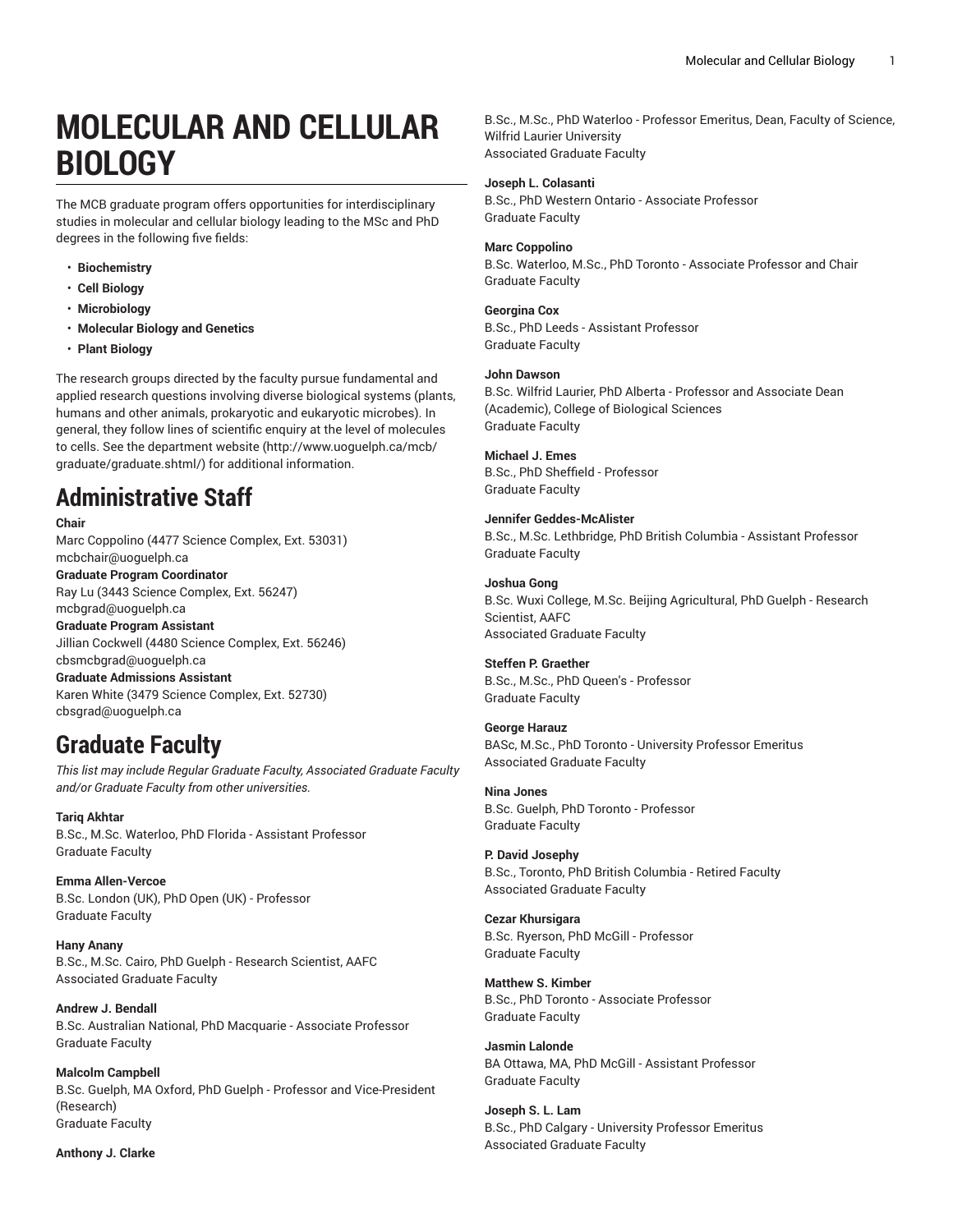# MOLECULAR AND CELLULAR BIOLOGY

The MCB graduate program offers opportunities for interdisciplinary studies in molecular and cellular biology leading to the MSc and PhD degrees in the following five fields:

- **Biochemistry**
- **Cell Biology**
- **Microbiology**
- **Molecular Biology and Genetics**
- **Plant Biology**

The research groups directed by the faculty pursue fundamental and applied research questions involving diverse biological systems (plants, humans and other animals, prokaryotic and eukaryotic microbes). In general, they follow lines of scientific enquiry at the level of molecules to cells. See the department website (http://www.uoguelph.ca/mcb/graduate/graduate.shtml/) for additional information.

## Administrative Staff

**Chair**
Marc Coppolino (4477 Science Complex, Ext. 53031)
mcbchair@uoguelph.ca

**Graduate Program Coordinator**
Ray Lu (3443 Science Complex, Ext. 56247)
mcbgrad@uoguelph.ca

**Graduate Program Assistant**
Jillian Cockwell (4480 Science Complex, Ext. 56246)
cbsmcbgrad@uoguelph.ca

**Graduate Admissions Assistant**
Karen White (3479 Science Complex, Ext. 52730)
cbsgrad@uoguelph.ca

## Graduate Faculty

*This list may include Regular Graduate Faculty, Associated Graduate Faculty and/or Graduate Faculty from other universities.*

**Tariq Akhtar**
B.Sc., M.Sc. Waterloo, PhD Florida - Assistant Professor
Graduate Faculty

**Emma Allen-Vercoe**
B.Sc. London (UK), PhD Open (UK) - Professor
Graduate Faculty

**Hany Anany**
B.Sc., M.Sc. Cairo, PhD Guelph - Research Scientist, AAFC
Associated Graduate Faculty

**Andrew J. Bendall**
B.Sc. Australian National, PhD Macquarie - Associate Professor
Graduate Faculty

**Malcolm Campbell**
B.Sc. Guelph, MA Oxford, PhD Guelph - Professor and Vice-President (Research)
Graduate Faculty

**Anthony J. Clarke**
B.Sc., M.Sc., PhD Waterloo - Professor Emeritus, Dean, Faculty of Science, Wilfrid Laurier University
Associated Graduate Faculty

**Joseph L. Colasanti**
B.Sc., PhD Western Ontario - Associate Professor
Graduate Faculty

**Marc Coppolino**
B.Sc. Waterloo, M.Sc., PhD Toronto - Associate Professor and Chair
Graduate Faculty

**Georgina Cox**
B.Sc., PhD Leeds - Assistant Professor
Graduate Faculty

**John Dawson**
B.Sc. Wilfrid Laurier, PhD Alberta - Professor and Associate Dean (Academic), College of Biological Sciences
Graduate Faculty

**Michael J. Emes**
B.Sc., PhD Sheffield - Professor
Graduate Faculty

**Jennifer Geddes-McAlister**
B.Sc., M.Sc. Lethbridge, PhD British Columbia - Assistant Professor
Graduate Faculty

**Joshua Gong**
B.Sc. Wuxi College, M.Sc. Beijing Agricultural, PhD Guelph - Research Scientist, AAFC
Associated Graduate Faculty

**Steffen P. Graether**
B.Sc., M.Sc., PhD Queen's - Professor
Graduate Faculty

**George Harauz**
BASc, M.Sc., PhD Toronto - University Professor Emeritus
Associated Graduate Faculty

**Nina Jones**
B.Sc. Guelph, PhD Toronto - Professor
Graduate Faculty

**P. David Josephy**
B.Sc., Toronto, PhD British Columbia - Retired Faculty
Associated Graduate Faculty

**Cezar Khursigara**
B.Sc. Ryerson, PhD McGill - Professor
Graduate Faculty

**Matthew S. Kimber**
B.Sc., PhD Toronto - Associate Professor
Graduate Faculty

**Jasmin Lalonde**
BA Ottawa, MA, PhD McGill - Assistant Professor
Graduate Faculty

**Joseph S. L. Lam**
B.Sc., PhD Calgary - University Professor Emeritus
Associated Graduate Faculty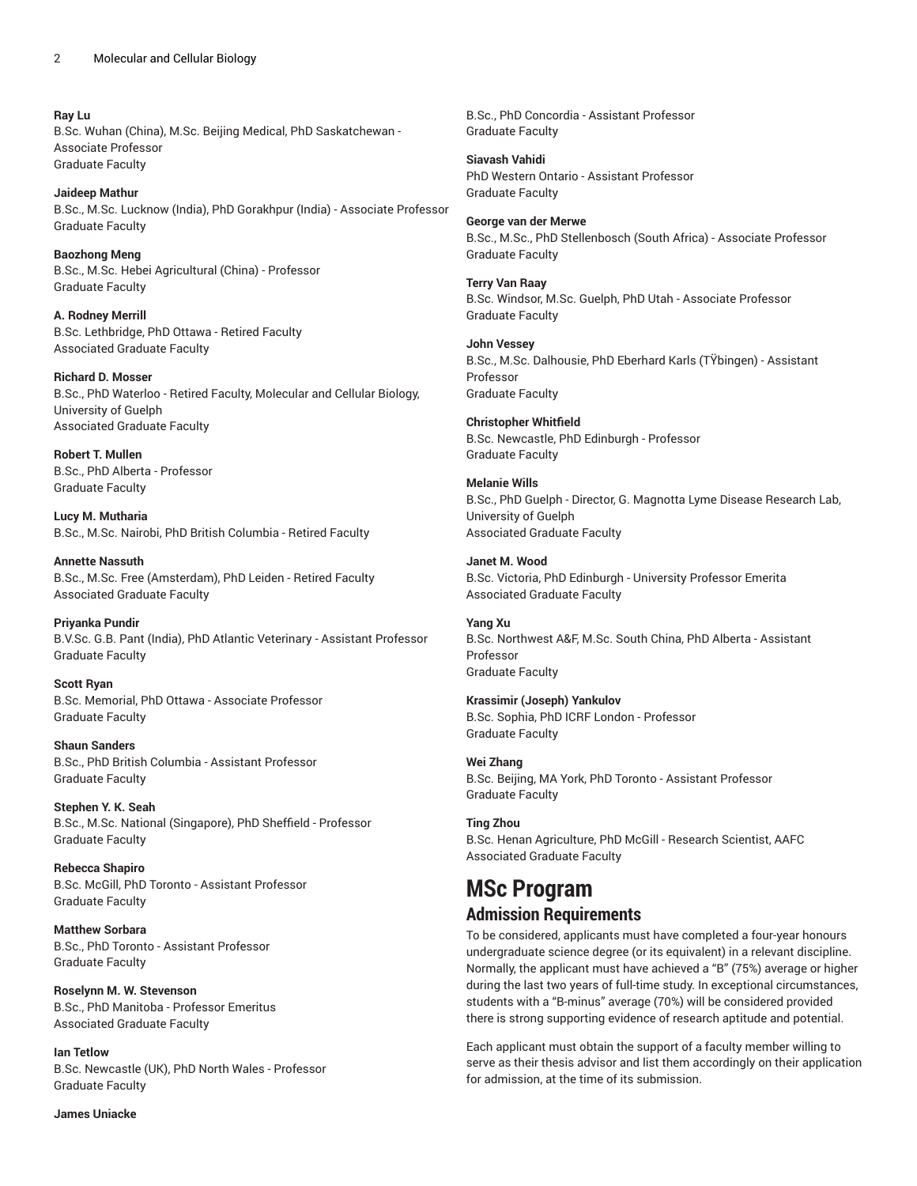**Ray Lu**
B.Sc. Wuhan (China), M.Sc. Beijing Medical, PhD Saskatchewan - Associate Professor
Graduate Faculty

**Jaideep Mathur**
B.Sc., M.Sc. Lucknow (India), PhD Gorakhpur (India) - Associate Professor
Graduate Faculty

**Baozhong Meng**
B.Sc., M.Sc. Hebei Agricultural (China) - Professor
Graduate Faculty

**A. Rodney Merrill**
B.Sc. Lethbridge, PhD Ottawa - Retired Faculty
Associated Graduate Faculty

**Richard D. Mosser**
B.Sc., PhD Waterloo - Retired Faculty, Molecular and Cellular Biology, University of Guelph
Associated Graduate Faculty

**Robert T. Mullen**
B.Sc., PhD Alberta - Professor
Graduate Faculty

**Lucy M. Mutharia**
B.Sc., M.Sc. Nairobi, PhD British Columbia - Retired Faculty

**Annette Nassuth**
B.Sc., M.Sc. Free (Amsterdam), PhD Leiden - Retired Faculty
Associated Graduate Faculty

**Priyanka Pundir**
B.V.Sc. G.B. Pant (India), PhD Atlantic Veterinary - Assistant Professor
Graduate Faculty

**Scott Ryan**
B.Sc. Memorial, PhD Ottawa - Associate Professor
Graduate Faculty

**Shaun Sanders**
B.Sc., PhD British Columbia - Assistant Professor
Graduate Faculty

**Stephen Y. K. Seah**
B.Sc., M.Sc. National (Singapore), PhD Sheffield - Professor
Graduate Faculty

**Rebecca Shapiro**
B.Sc. McGill, PhD Toronto - Assistant Professor
Graduate Faculty

**Matthew Sorbara**
B.Sc., PhD Toronto - Assistant Professor
Graduate Faculty

**Roselynn M. W. Stevenson**
B.Sc., PhD Manitoba - Professor Emeritus
Associated Graduate Faculty

**Ian Tetlow**
B.Sc. Newcastle (UK), PhD North Wales - Professor
Graduate Faculty

**James Uniacke**
B.Sc., PhD Concordia - Assistant Professor
Graduate Faculty

**Siavash Vahidi**
PhD Western Ontario - Assistant Professor
Graduate Faculty

**George van der Merwe**
B.Sc., M.Sc., PhD Stellenbosch (South Africa) - Associate Professor
Graduate Faculty

**Terry Van Raay**
B.Sc. Windsor, M.Sc. Guelph, PhD Utah - Associate Professor
Graduate Faculty

**John Vessey**
B.Sc., M.Sc. Dalhousie, PhD Eberhard Karls (TŸbingen) - Assistant Professor
Graduate Faculty

**Christopher Whitfield**
B.Sc. Newcastle, PhD Edinburgh - Professor
Graduate Faculty

**Melanie Wills**
B.Sc., PhD Guelph - Director, G. Magnotta Lyme Disease Research Lab, University of Guelph
Associated Graduate Faculty

**Janet M. Wood**
B.Sc. Victoria, PhD Edinburgh - University Professor Emerita
Associated Graduate Faculty

**Yang Xu**
B.Sc. Northwest A&F, M.Sc. South China, PhD Alberta - Assistant Professor
Graduate Faculty

**Krassimir (Joseph) Yankulov**
B.Sc. Sophia, PhD ICRF London - Professor
Graduate Faculty

**Wei Zhang**
B.Sc. Beijing, MA York, PhD Toronto - Assistant Professor
Graduate Faculty

**Ting Zhou**
B.Sc. Henan Agriculture, PhD McGill - Research Scientist, AAFC
Associated Graduate Faculty

# MSc Program

## Admission Requirements

To be considered, applicants must have completed a four-year honours undergraduate science degree (or its equivalent) in a relevant discipline. Normally, the applicant must have achieved a "B" (75%) average or higher during the last two years of full-time study. In exceptional circumstances, students with a "B-minus" average (70%) will be considered provided there is strong supporting evidence of research aptitude and potential.

Each applicant must obtain the support of a faculty member willing to serve as their thesis advisor and list them accordingly on their application for admission, at the time of its submission.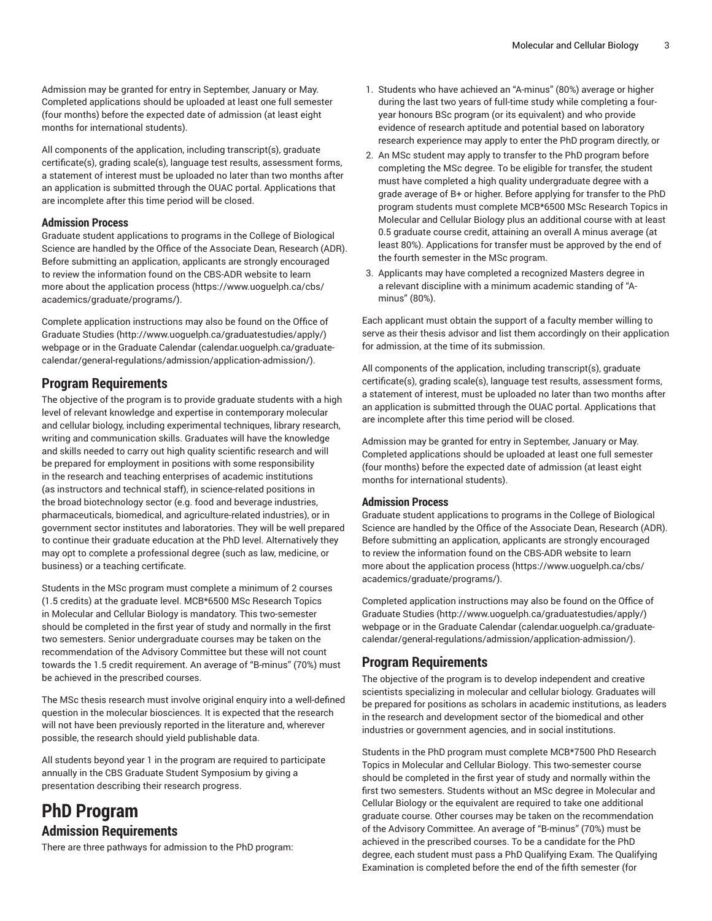Admission may be granted for entry in September, January or May. Completed applications should be uploaded at least one full semester (four months) before the expected date of admission (at least eight months for international students).

All components of the application, including transcript(s), graduate certificate(s), grading scale(s), language test results, assessment forms, a statement of interest must be uploaded no later than two months after an application is submitted through the OUAC portal. Applications that are incomplete after this time period will be closed.

### Admission Process

Graduate student applications to programs in the College of Biological Science are handled by the Office of the Associate Dean, Research (ADR). Before submitting an application, applicants are strongly encouraged to review the information found on the CBS-ADR website to learn more about the application process (https://www.uoguelph.ca/cbs/academics/graduate/programs/).

Complete application instructions may also be found on the Office of Graduate Studies (http://www.uoguelph.ca/graduatestudies/apply/) webpage or in the Graduate Calendar (calendar.uoguelph.ca/graduate-calendar/general-regulations/admission/application-admission/).

## Program Requirements

The objective of the program is to provide graduate students with a high level of relevant knowledge and expertise in contemporary molecular and cellular biology, including experimental techniques, library research, writing and communication skills. Graduates will have the knowledge and skills needed to carry out high quality scientific research and will be prepared for employment in positions with some responsibility in the research and teaching enterprises of academic institutions (as instructors and technical staff), in science-related positions in the broad biotechnology sector (e.g. food and beverage industries, pharmaceuticals, biomedical, and agriculture-related industries), or in government sector institutes and laboratories. They will be well prepared to continue their graduate education at the PhD level. Alternatively they may opt to complete a professional degree (such as law, medicine, or business) or a teaching certificate.

Students in the MSc program must complete a minimum of 2 courses (1.5 credits) at the graduate level. MCB*6500 MSc Research Topics in Molecular and Cellular Biology is mandatory. This two-semester should be completed in the first year of study and normally in the first two semesters. Senior undergraduate courses may be taken on the recommendation of the Advisory Committee but these will not count towards the 1.5 credit requirement. An average of "B-minus" (70%) must be achieved in the prescribed courses.

The MSc thesis research must involve original enquiry into a well-defined question in the molecular biosciences. It is expected that the research will not have been previously reported in the literature and, wherever possible, the research should yield publishable data.

All students beyond year 1 in the program are required to participate annually in the CBS Graduate Student Symposium by giving a presentation describing their research progress.

# PhD Program

## Admission Requirements

There are three pathways for admission to the PhD program:

1. Students who have achieved an "A-minus" (80%) average or higher during the last two years of full-time study while completing a four-year honours BSc program (or its equivalent) and who provide evidence of research aptitude and potential based on laboratory research experience may apply to enter the PhD program directly, or
2. An MSc student may apply to transfer to the PhD program before completing the MSc degree. To be eligible for transfer, the student must have completed a high quality undergraduate degree with a grade average of B+ or higher. Before applying for transfer to the PhD program students must complete MCB*6500 MSc Research Topics in Molecular and Cellular Biology plus an additional course with at least 0.5 graduate course credit, attaining an overall A minus average (at least 80%). Applications for transfer must be approved by the end of the fourth semester in the MSc program.
3. Applicants may have completed a recognized Masters degree in a relevant discipline with a minimum academic standing of "A-minus" (80%).

Each applicant must obtain the support of a faculty member willing to serve as their thesis advisor and list them accordingly on their application for admission, at the time of its submission.

All components of the application, including transcript(s), graduate certificate(s), grading scale(s), language test results, assessment forms, a statement of interest, must be uploaded no later than two months after an application is submitted through the OUAC portal. Applications that are incomplete after this time period will be closed.

Admission may be granted for entry in September, January or May. Completed applications should be uploaded at least one full semester (four months) before the expected date of admission (at least eight months for international students).

### Admission Process

Graduate student applications to programs in the College of Biological Science are handled by the Office of the Associate Dean, Research (ADR). Before submitting an application, applicants are strongly encouraged to review the information found on the CBS-ADR website to learn more about the application process (https://www.uoguelph.ca/cbs/academics/graduate/programs/).

Completed application instructions may also be found on the Office of Graduate Studies (http://www.uoguelph.ca/graduatestudies/apply/) webpage or in the Graduate Calendar (calendar.uoguelph.ca/graduate-calendar/general-regulations/admission/application-admission/).

## Program Requirements

The objective of the program is to develop independent and creative scientists specializing in molecular and cellular biology. Graduates will be prepared for positions as scholars in academic institutions, as leaders in the research and development sector of the biomedical and other industries or government agencies, and in social institutions.

Students in the PhD program must complete MCB*7500 PhD Research Topics in Molecular and Cellular Biology. This two-semester course should be completed in the first year of study and normally within the first two semesters. Students without an MSc degree in Molecular and Cellular Biology or the equivalent are required to take one additional graduate course. Other courses may be taken on the recommendation of the Advisory Committee. An average of "B-minus" (70%) must be achieved in the prescribed courses. To be a candidate for the PhD degree, each student must pass a PhD Qualifying Exam. The Qualifying Examination is completed before the end of the fifth semester (for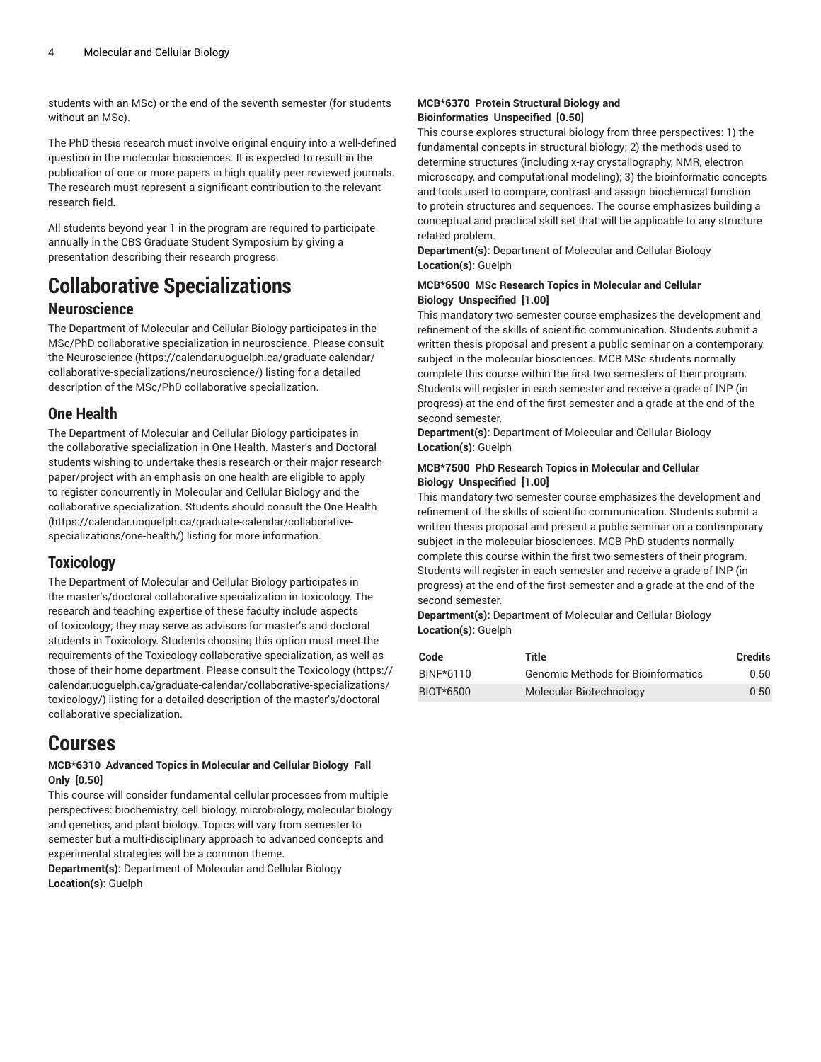students with an MSc) or the end of the seventh semester (for students without an MSc).

The PhD thesis research must involve original enquiry into a well-defined question in the molecular biosciences. It is expected to result in the publication of one or more papers in high-quality peer-reviewed journals. The research must represent a significant contribution to the relevant research field.

All students beyond year 1 in the program are required to participate annually in the CBS Graduate Student Symposium by giving a presentation describing their research progress.

# Collaborative Specializations

## Neuroscience

The Department of Molecular and Cellular Biology participates in the MSc/PhD collaborative specialization in neuroscience. Please consult the Neuroscience (https://calendar.uoguelph.ca/graduate-calendar/collaborative-specializations/neuroscience/) listing for a detailed description of the MSc/PhD collaborative specialization.

## One Health

The Department of Molecular and Cellular Biology participates in the collaborative specialization in One Health. Master's and Doctoral students wishing to undertake thesis research or their major research paper/project with an emphasis on one health are eligible to apply to register concurrently in Molecular and Cellular Biology and the collaborative specialization. Students should consult the One Health (https://calendar.uoguelph.ca/graduate-calendar/collaborative-specializations/one-health/) listing for more information.

## Toxicology

The Department of Molecular and Cellular Biology participates in the master's/doctoral collaborative specialization in toxicology. The research and teaching expertise of these faculty include aspects of toxicology; they may serve as advisors for master's and doctoral students in Toxicology. Students choosing this option must meet the requirements of the Toxicology collaborative specialization, as well as those of their home department. Please consult the Toxicology (https://calendar.uoguelph.ca/graduate-calendar/collaborative-specializations/toxicology/) listing for a detailed description of the master's/doctoral collaborative specialization.

# Courses

**MCB*6310 Advanced Topics in Molecular and Cellular Biology Fall Only [0.50]**

This course will consider fundamental cellular processes from multiple perspectives: biochemistry, cell biology, microbiology, molecular biology and genetics, and plant biology. Topics will vary from semester to semester but a multi-disciplinary approach to advanced concepts and experimental strategies will be a common theme.

**Department(s):** Department of Molecular and Cellular Biology
**Location(s):** Guelph

**MCB*6370 Protein Structural Biology and Bioinformatics Unspecified [0.50]**

This course explores structural biology from three perspectives: 1) the fundamental concepts in structural biology; 2) the methods used to determine structures (including x-ray crystallography, NMR, electron microscopy, and computational modeling); 3) the bioinformatic concepts and tools used to compare, contrast and assign biochemical function to protein structures and sequences. The course emphasizes building a conceptual and practical skill set that will be applicable to any structure related problem.

**Department(s):** Department of Molecular and Cellular Biology
**Location(s):** Guelph

**MCB*6500 MSc Research Topics in Molecular and Cellular Biology Unspecified [1.00]**

This mandatory two semester course emphasizes the development and refinement of the skills of scientific communication. Students submit a written thesis proposal and present a public seminar on a contemporary subject in the molecular biosciences. MCB MSc students normally complete this course within the first two semesters of their program. Students will register in each semester and receive a grade of INP (in progress) at the end of the first semester and a grade at the end of the second semester.

**Department(s):** Department of Molecular and Cellular Biology
**Location(s):** Guelph

**MCB*7500 PhD Research Topics in Molecular and Cellular Biology Unspecified [1.00]**

This mandatory two semester course emphasizes the development and refinement of the skills of scientific communication. Students submit a written thesis proposal and present a public seminar on a contemporary subject in the molecular biosciences. MCB PhD students normally complete this course within the first two semesters of their program. Students will register in each semester and receive a grade of INP (in progress) at the end of the first semester and a grade at the end of the second semester.

**Department(s):** Department of Molecular and Cellular Biology
**Location(s):** Guelph

| Code | Title | Credits |
| --- | --- | --- |
| BINF*6110 | Genomic Methods for Bioinformatics | 0.50 |
| BIOT*6500 | Molecular Biotechnology | 0.50 |